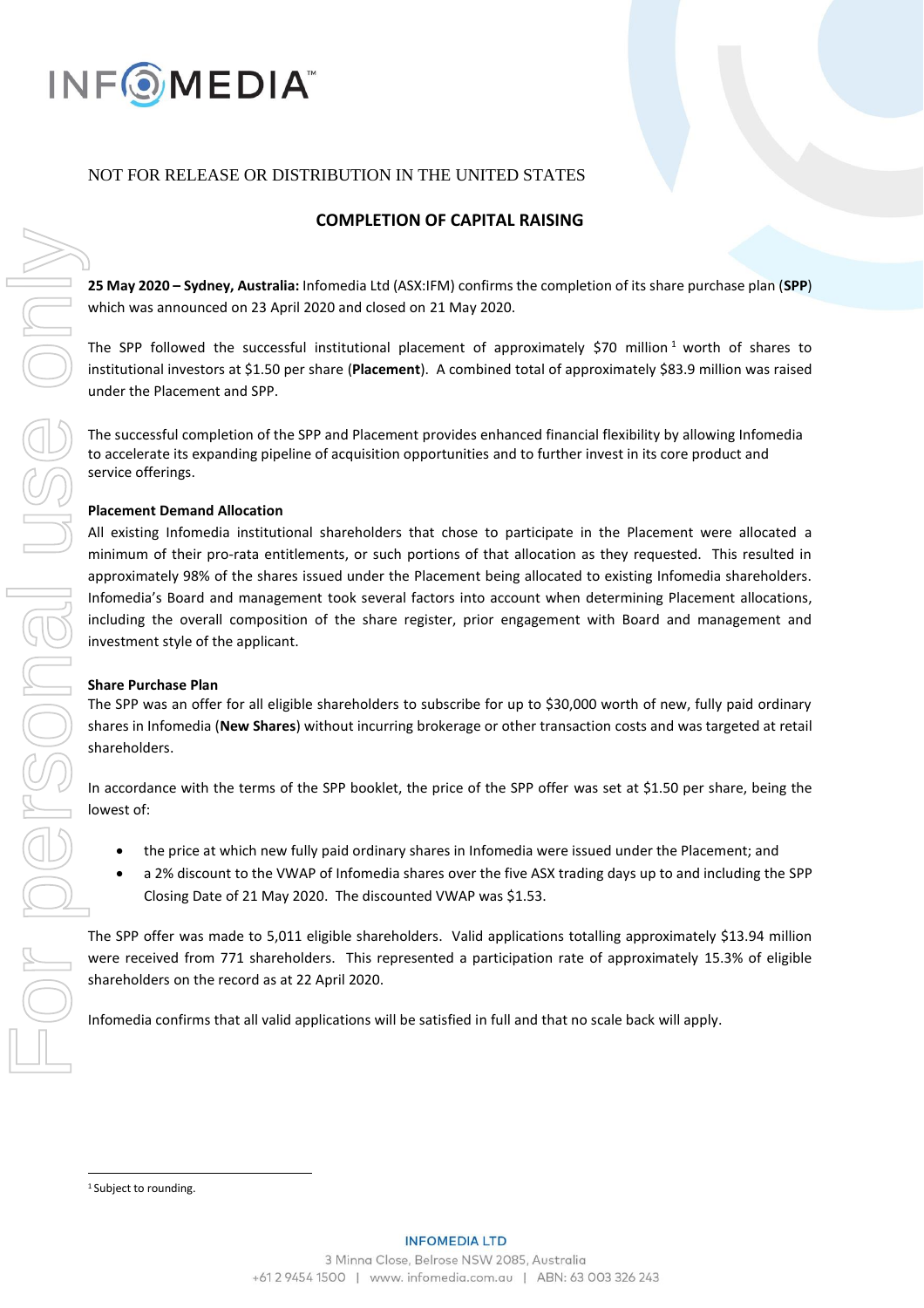NOT FOR RELEASE OR DISTRIBUTION IN THE UNITED STATES

## COMPLETION OF CAPITAL RAISING

**25 May 2020 – Sydney, Australia:** Infomedia Ltd (ASX:IFM) confirms the completion of its share purchase plan (**SPP**) which was announced on 23 April 2020 and closed on 21 May 2020.

The SPP followed the successful institutional placement of approximately $70 million[1] worth of shares to institutional investors at $1.50 per share (**Placement**). A combined total of approximately $83.9 million was raised under the Placement and SPP.

The successful completion of the SPP and Placement provides enhanced financial flexibility by allowing Infomedia to accelerate its expanding pipeline of acquisition opportunities and to further invest in its core product and service offerings.

**Placement Demand Allocation**

All existing Infomedia institutional shareholders that chose to participate in the Placement were allocated a minimum of their pro-rata entitlements, or such portions of that allocation as they requested. This resulted in approximately 98% of the shares issued under the Placement being allocated to existing Infomedia shareholders. Infomedia's Board and management took several factors into account when determining Placement allocations, including the overall composition of the share register, prior engagement with Board and management and investment style of the applicant.

**Share Purchase Plan**

The SPP was an offer for all eligible shareholders to subscribe for up to $30,000 worth of new, fully paid ordinary shares in Infomedia (**New Shares**) without incurring brokerage or other transaction costs and was targeted at retail shareholders.

In accordance with the terms of the SPP booklet, the price of the SPP offer was set at $1.50 per share, being the lowest of:

- the price at which new fully paid ordinary shares in Infomedia were issued under the Placement; and
- a 2% discount to the VWAP of Infomedia shares over the five ASX trading days up to and including the SPP Closing Date of 21 May 2020. The discounted VWAP was $1.53.

The SPP offer was made to 5,011 eligible shareholders. Valid applications totalling approximately $13.94 million were received from 771 shareholders. This represented a participation rate of approximately 15.3% of eligible shareholders on the record as at 22 April 2020.

Infomedia confirms that all valid applications will be satisfied in full and that no scale back will apply.

[1] Subject to rounding.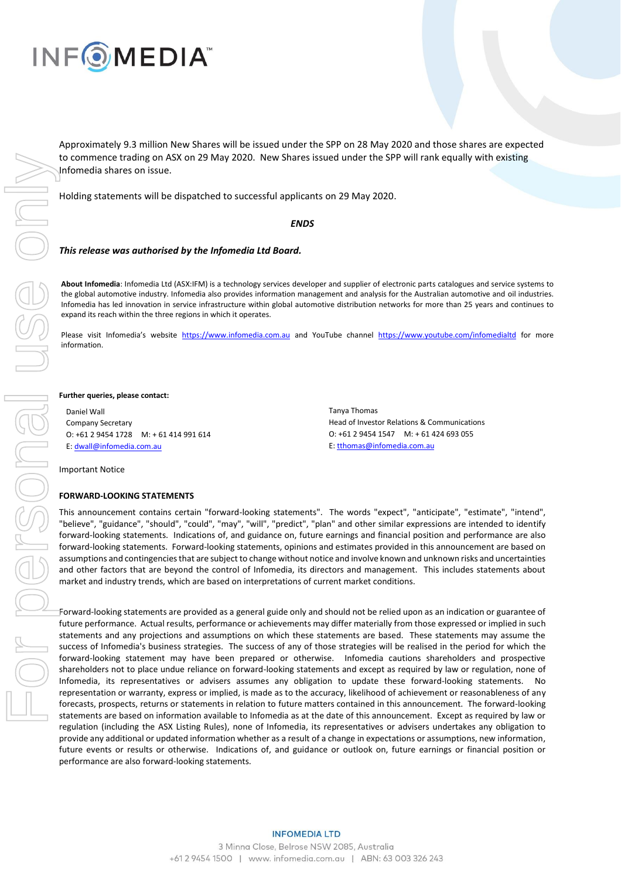Approximately 9.3 million New Shares will be issued under the SPP on 28 May 2020 and those shares are expected to commence trading on ASX on 29 May 2020. New Shares issued under the SPP will rank equally with existing Infomedia shares on issue.

Holding statements will be dispatched to successful applicants on 29 May 2020.

***ENDS***

***This release was authorised by the Infomedia Ltd Board.***

**About Infomedia**: Infomedia Ltd (ASX:IFM) is a technology services developer and supplier of electronic parts catalogues and service systems to the global automotive industry. Infomedia also provides information management and analysis for the Australian automotive and oil industries. Infomedia has led innovation in service infrastructure within global automotive distribution networks for more than 25 years and continues to expand its reach within the three regions in which it operates.

Please visit Infomedia's website https://www.infomedia.com.au and YouTube channel https://www.youtube.com/infomedialtd for more information.

**Further queries, please contact:**

Daniel Wall
Company Secretary
O: +61 2 9454 1728 M: + 61 414 991 614
E: dwall@infomedia.com.au

Tanya Thomas
Head of Investor Relations & Communications
O: +61 2 9454 1547 M: + 61 424 693 055
E: tthomas@infomedia.com.au

Important Notice

**FORWARD-LOOKING STATEMENTS**

This announcement contains certain "forward-looking statements". The words "expect", "anticipate", "estimate", "intend", "believe", "guidance", "should", "could", "may", "will", "predict", "plan" and other similar expressions are intended to identify forward-looking statements. Indications of, and guidance on, future earnings and financial position and performance are also forward-looking statements. Forward-looking statements, opinions and estimates provided in this announcement are based on assumptions and contingencies that are subject to change without notice and involve known and unknown risks and uncertainties and other factors that are beyond the control of Infomedia, its directors and management. This includes statements about market and industry trends, which are based on interpretations of current market conditions.

Forward-looking statements are provided as a general guide only and should not be relied upon as an indication or guarantee of future performance. Actual results, performance or achievements may differ materially from those expressed or implied in such statements and any projections and assumptions on which these statements are based. These statements may assume the success of Infomedia's business strategies. The success of any of those strategies will be realised in the period for which the forward-looking statement may have been prepared or otherwise. Infomedia cautions shareholders and prospective shareholders not to place undue reliance on forward-looking statements and except as required by law or regulation, none of Infomedia, its representatives or advisers assumes any obligation to update these forward-looking statements. No representation or warranty, express or implied, is made as to the accuracy, likelihood of achievement or reasonableness of any forecasts, prospects, returns or statements in relation to future matters contained in this announcement. The forward-looking statements are based on information available to Infomedia as at the date of this announcement. Except as required by law or regulation (including the ASX Listing Rules), none of Infomedia, its representatives or advisers undertakes any obligation to provide any additional or updated information whether as a result of a change in expectations or assumptions, new information, future events or results or otherwise. Indications of, and guidance or outlook on, future earnings or financial position or performance are also forward-looking statements.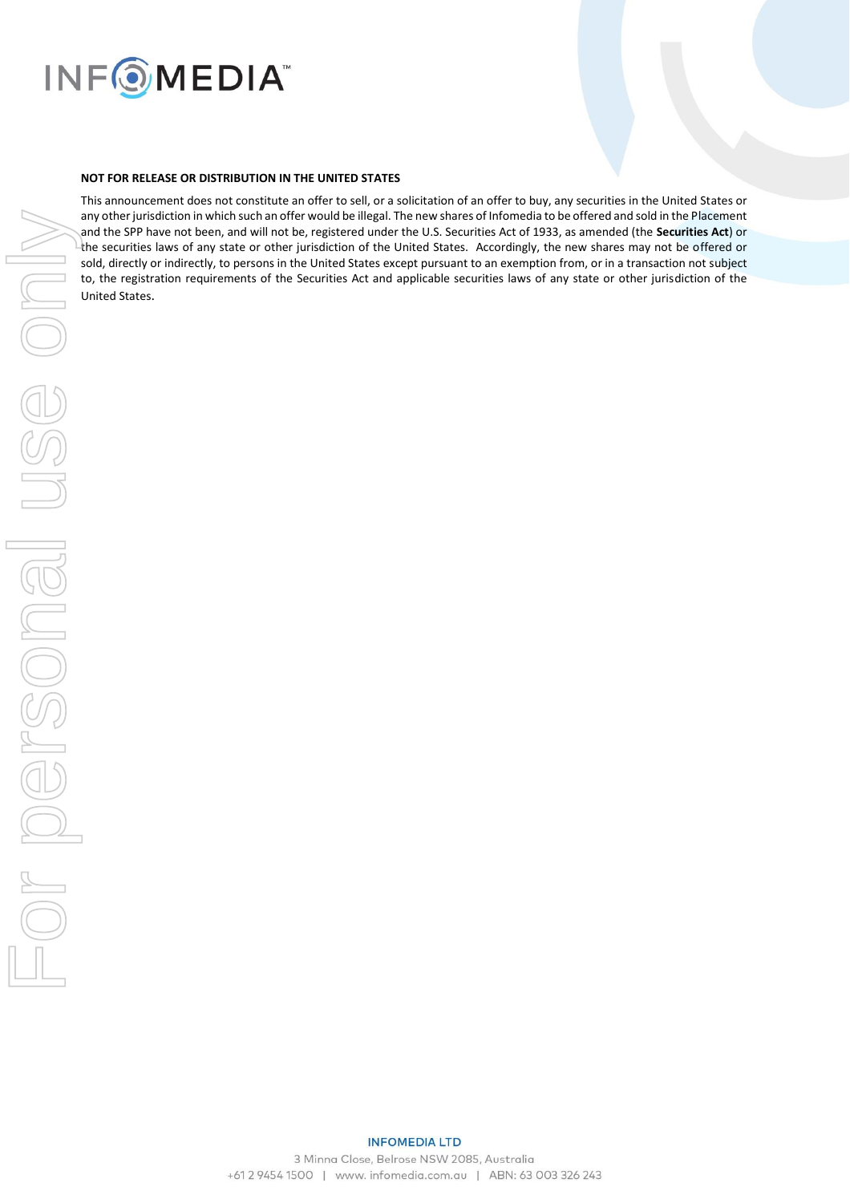**NOT FOR RELEASE OR DISTRIBUTION IN THE UNITED STATES**

This announcement does not constitute an offer to sell, or a solicitation of an offer to buy, any securities in the United States or any other jurisdiction in which such an offer would be illegal. The new shares of Infomedia to be offered and sold in the Placement and the SPP have not been, and will not be, registered under the U.S. Securities Act of 1933, as amended (the **Securities Act**) or the securities laws of any state or other jurisdiction of the United States. Accordingly, the new shares may not be offered or sold, directly or indirectly, to persons in the United States except pursuant to an exemption from, or in a transaction not subject to, the registration requirements of the Securities Act and applicable securities laws of any state or other jurisdiction of the United States.